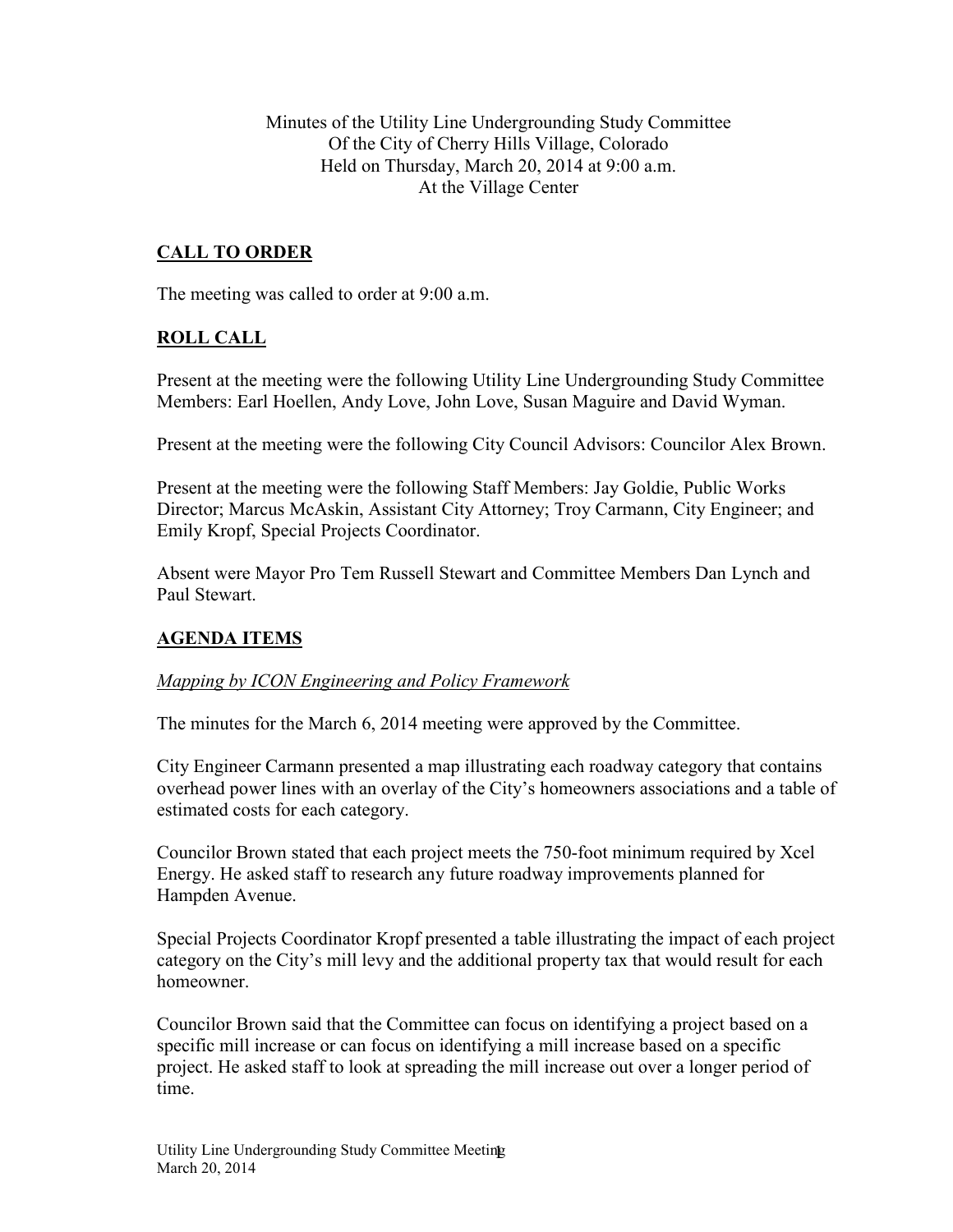Minutes of the Utility Line Undergrounding Study Committee
Of the City of Cherry Hills Village, Colorado
Held on Thursday, March 20, 2014 at 9:00 a.m.
At the Village Center

## CALL TO ORDER

The meeting was called to order at 9:00 a.m.

## ROLL CALL

Present at the meeting were the following Utility Line Undergrounding Study Committee Members: Earl Hoellen, Andy Love, John Love, Susan Maguire and David Wyman.

Present at the meeting were the following City Council Advisors: Councilor Alex Brown.

Present at the meeting were the following Staff Members: Jay Goldie, Public Works Director; Marcus McAskin, Assistant City Attorney; Troy Carmann, City Engineer; and Emily Kropf, Special Projects Coordinator.

Absent were Mayor Pro Tem Russell Stewart and Committee Members Dan Lynch and Paul Stewart.

## AGENDA ITEMS

*Mapping by ICON Engineering and Policy Framework*

The minutes for the March 6, 2014 meeting were approved by the Committee.

City Engineer Carmann presented a map illustrating each roadway category that contains overhead power lines with an overlay of the City's homeowners associations and a table of estimated costs for each category.

Councilor Brown stated that each project meets the 750-foot minimum required by Xcel Energy. He asked staff to research any future roadway improvements planned for Hampden Avenue.

Special Projects Coordinator Kropf presented a table illustrating the impact of each project category on the City's mill levy and the additional property tax that would result for each homeowner.

Councilor Brown said that the Committee can focus on identifying a project based on a specific mill increase or can focus on identifying a mill increase based on a specific project. He asked staff to look at spreading the mill increase out over a longer period of time.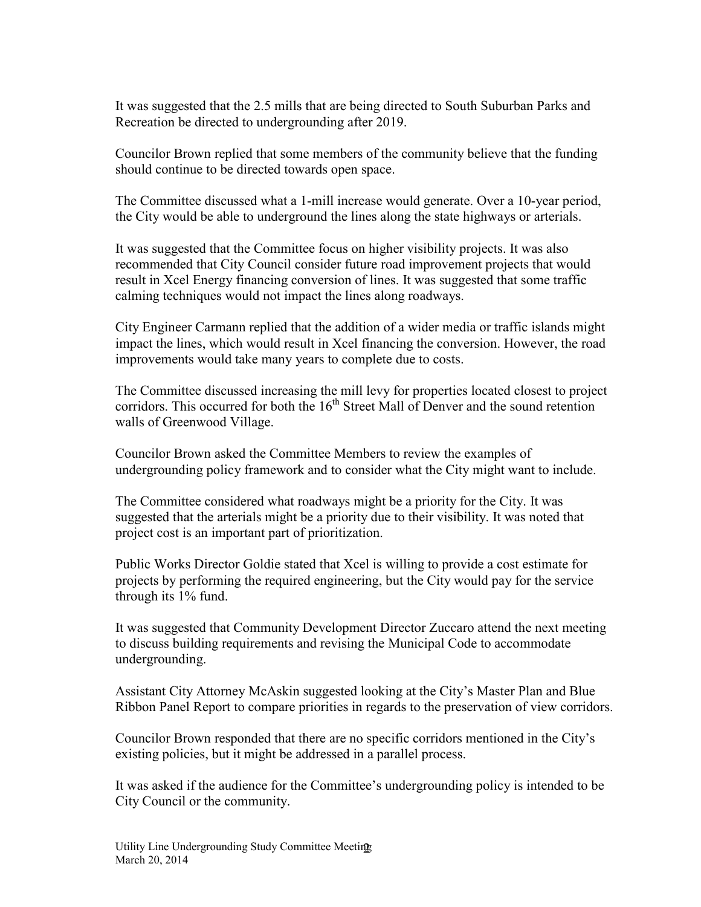It was suggested that the 2.5 mills that are being directed to South Suburban Parks and Recreation be directed to undergrounding after 2019.

Councilor Brown replied that some members of the community believe that the funding should continue to be directed towards open space.

The Committee discussed what a 1-mill increase would generate. Over a 10-year period, the City would be able to underground the lines along the state highways or arterials.

It was suggested that the Committee focus on higher visibility projects. It was also recommended that City Council consider future road improvement projects that would result in Xcel Energy financing conversion of lines. It was suggested that some traffic calming techniques would not impact the lines along roadways.

City Engineer Carmann replied that the addition of a wider media or traffic islands might impact the lines, which would result in Xcel financing the conversion. However, the road improvements would take many years to complete due to costs.

The Committee discussed increasing the mill levy for properties located closest to project corridors. This occurred for both the 16th Street Mall of Denver and the sound retention walls of Greenwood Village.

Councilor Brown asked the Committee Members to review the examples of undergrounding policy framework and to consider what the City might want to include.

The Committee considered what roadways might be a priority for the City. It was suggested that the arterials might be a priority due to their visibility. It was noted that project cost is an important part of prioritization.

Public Works Director Goldie stated that Xcel is willing to provide a cost estimate for projects by performing the required engineering, but the City would pay for the service through its 1% fund.

It was suggested that Community Development Director Zuccaro attend the next meeting to discuss building requirements and revising the Municipal Code to accommodate undergrounding.

Assistant City Attorney McAskin suggested looking at the City's Master Plan and Blue Ribbon Panel Report to compare priorities in regards to the preservation of view corridors.

Councilor Brown responded that there are no specific corridors mentioned in the City's existing policies, but it might be addressed in a parallel process.

It was asked if the audience for the Committee's undergrounding policy is intended to be City Council or the community.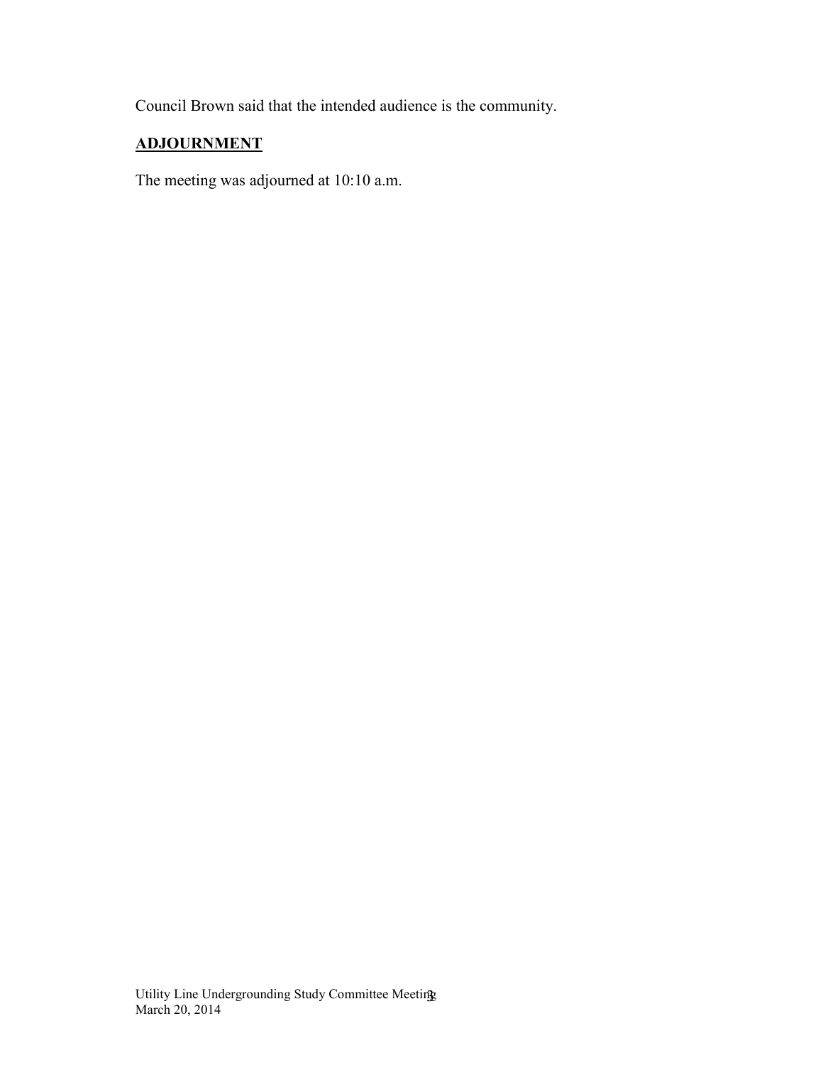Council Brown said that the intended audience is the community.

## **ADJOURNMENT**

The meeting was adjourned at 10:10 a.m.